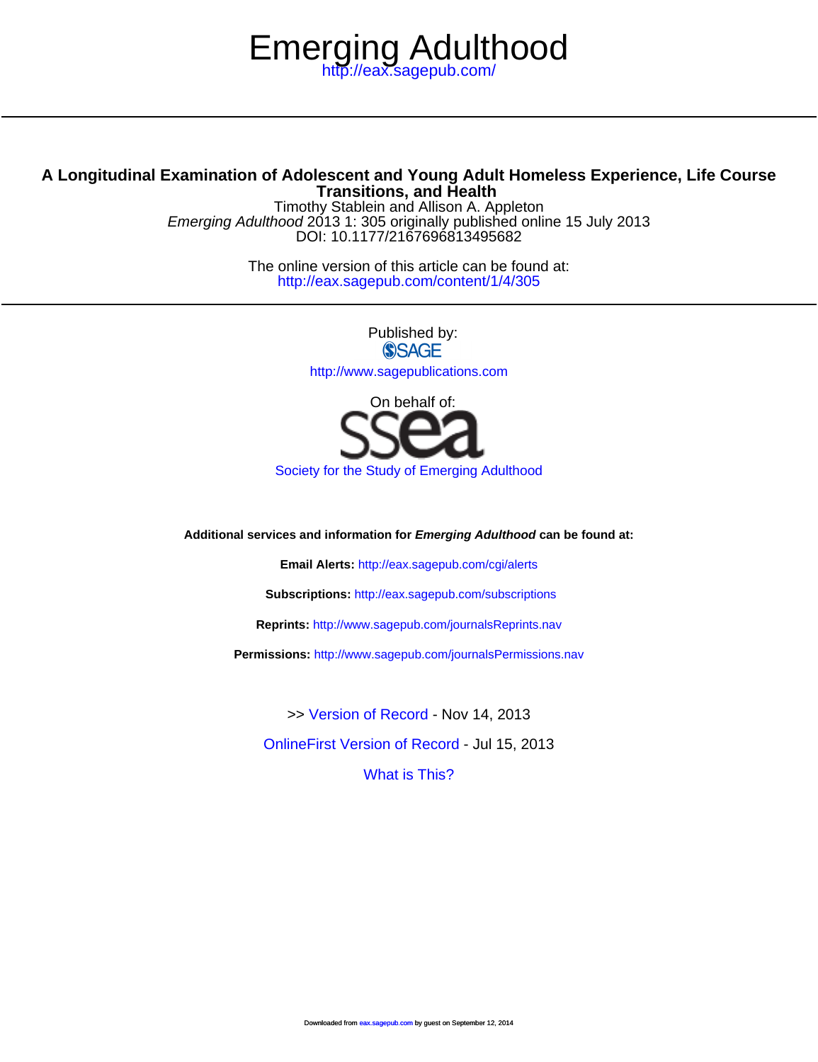# Emerging Adulthood

http://eax.sagepub.com/

## A Longitudinal Examination of Adolescent and Young Adult Homeless Experience, Life Course Transitions, and Health

Timothy Stablein and Allison A. Appleton

*Emerging Adulthood* 2013 1: 305 originally published online 15 July 2013

DOI: 10.1177/2167696813495682

The online version of this article can be found at:

http://eax.sagepub.com/content/1/4/305

Published by:

SAGE

http://www.sagepublications.com

On behalf of:

ssea

Society for the Study of Emerging Adulthood

**Additional services and information for *Emerging Adulthood* can be found at:**

**Email Alerts:** http://eax.sagepub.com/cgi/alerts

**Subscriptions:** http://eax.sagepub.com/subscriptions

**Reprints:** http://www.sagepub.com/journalsReprints.nav

**Permissions:** http://www.sagepub.com/journalsPermissions.nav

>> Version of Record - Nov 14, 2013

OnlineFirst Version of Record - Jul 15, 2013

What is This?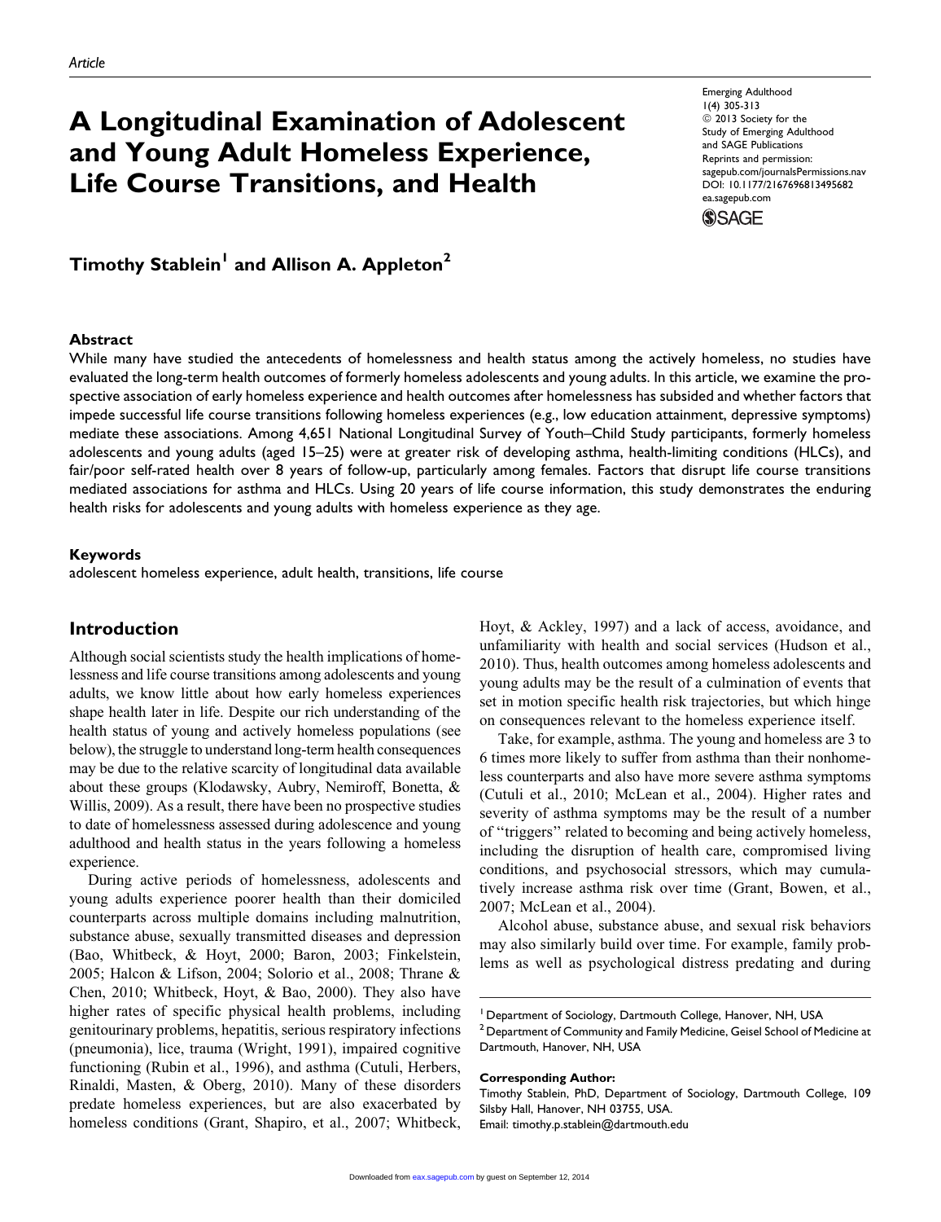# A Longitudinal Examination of Adolescent and Young Adult Homeless Experience, Life Course Transitions, and Health

**Timothy Stablein[1] and Allison A. Appleton[2]**

## Abstract

While many have studied the antecedents of homelessness and health status among the actively homeless, no studies have evaluated the long-term health outcomes of formerly homeless adolescents and young adults. In this article, we examine the prospective association of early homeless experience and health outcomes after homelessness has subsided and whether factors that impede successful life course transitions following homeless experiences (e.g., low education attainment, depressive symptoms) mediate these associations. Among 4,651 National Longitudinal Survey of Youth–Child Study participants, formerly homeless adolescents and young adults (aged 15–25) were at greater risk of developing asthma, health-limiting conditions (HLCs), and fair/poor self-rated health over 8 years of follow-up, particularly among females. Factors that disrupt life course transitions mediated associations for asthma and HLCs. Using 20 years of life course information, this study demonstrates the enduring health risks for adolescents and young adults with homeless experience as they age.

### Keywords

adolescent homeless experience, adult health, transitions, life course

## Introduction

Although social scientists study the health implications of homelessness and life course transitions among adolescents and young adults, we know little about how early homeless experiences shape health later in life. Despite our rich understanding of the health status of young and actively homeless populations (see below), the struggle to understand long-term health consequences may be due to the relative scarcity of longitudinal data available about these groups (Klodawsky, Aubry, Nemiroff, Bonetta, & Willis, 2009). As a result, there have been no prospective studies to date of homelessness assessed during adolescence and young adulthood and health status in the years following a homeless experience.

During active periods of homelessness, adolescents and young adults experience poorer health than their domiciled counterparts across multiple domains including malnutrition, substance abuse, sexually transmitted diseases and depression (Bao, Whitbeck, & Hoyt, 2000; Baron, 2003; Finkelstein, 2005; Halcon & Lifson, 2004; Solorio et al., 2008; Thrane & Chen, 2010; Whitbeck, Hoyt, & Bao, 2000). They also have higher rates of specific physical health problems, including genitourinary problems, hepatitis, serious respiratory infections (pneumonia), lice, trauma (Wright, 1991), impaired cognitive functioning (Rubin et al., 1996), and asthma (Cutuli, Herbers, Rinaldi, Masten, & Oberg, 2010). Many of these disorders predate homeless experiences, but are also exacerbated by homeless conditions (Grant, Shapiro, et al., 2007; Whitbeck, Hoyt, & Ackley, 1997) and a lack of access, avoidance, and unfamiliarity with health and social services (Hudson et al., 2010). Thus, health outcomes among homeless adolescents and young adults may be the result of a culmination of events that set in motion specific health risk trajectories, but which hinge on consequences relevant to the homeless experience itself.

Take, for example, asthma. The young and homeless are 3 to 6 times more likely to suffer from asthma than their nonhomeless counterparts and also have more severe asthma symptoms (Cutuli et al., 2010; McLean et al., 2004). Higher rates and severity of asthma symptoms may be the result of a number of "triggers" related to becoming and being actively homeless, including the disruption of health care, compromised living conditions, and psychosocial stressors, which may cumulatively increase asthma risk over time (Grant, Bowen, et al., 2007; McLean et al., 2004).

Alcohol abuse, substance abuse, and sexual risk behaviors may also similarly build over time. For example, family problems as well as psychological distress predating and during

---

[1] Department of Sociology, Dartmouth College, Hanover, NH, USA
[2] Department of Community and Family Medicine, Geisel School of Medicine at Dartmouth, Hanover, NH, USA

**Corresponding Author:**
Timothy Stablein, PhD, Department of Sociology, Dartmouth College, 109 Silsby Hall, Hanover, NH 03755, USA.
Email: timothy.p.stablein@dartmouth.edu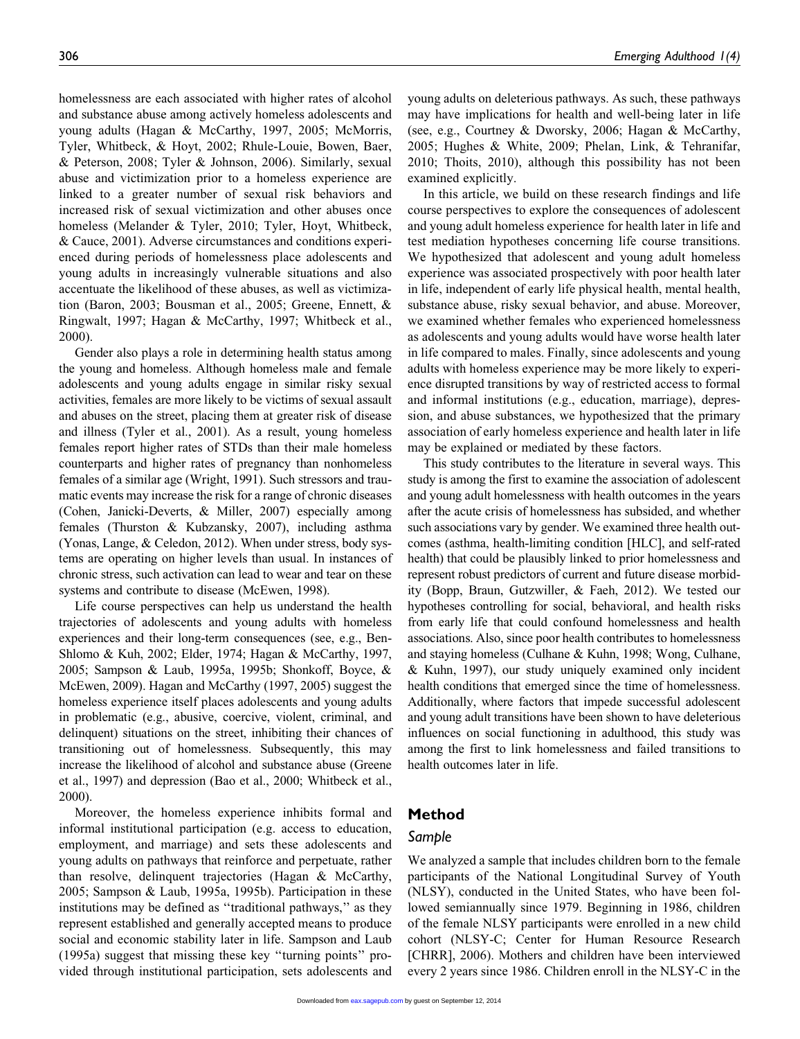homelessness are each associated with higher rates of alcohol and substance abuse among actively homeless adolescents and young adults (Hagan & McCarthy, 1997, 2005; McMorris, Tyler, Whitbeck, & Hoyt, 2002; Rhule-Louie, Bowen, Baer, & Peterson, 2008; Tyler & Johnson, 2006). Similarly, sexual abuse and victimization prior to a homeless experience are linked to a greater number of sexual risk behaviors and increased risk of sexual victimization and other abuses once homeless (Melander & Tyler, 2010; Tyler, Hoyt, Whitbeck, & Cauce, 2001). Adverse circumstances and conditions experienced during periods of homelessness place adolescents and young adults in increasingly vulnerable situations and also accentuate the likelihood of these abuses, as well as victimization (Baron, 2003; Bousman et al., 2005; Greene, Ennett, & Ringwalt, 1997; Hagan & McCarthy, 1997; Whitbeck et al., 2000).

Gender also plays a role in determining health status among the young and homeless. Although homeless male and female adolescents and young adults engage in similar risky sexual activities, females are more likely to be victims of sexual assault and abuses on the street, placing them at greater risk of disease and illness (Tyler et al., 2001). As a result, young homeless females report higher rates of STDs than their male homeless counterparts and higher rates of pregnancy than nonhomeless females of a similar age (Wright, 1991). Such stressors and traumatic events may increase the risk for a range of chronic diseases (Cohen, Janicki-Deverts, & Miller, 2007) especially among females (Thurston & Kubzansky, 2007), including asthma (Yonas, Lange, & Celedon, 2012). When under stress, body systems are operating on higher levels than usual. In instances of chronic stress, such activation can lead to wear and tear on these systems and contribute to disease (McEwen, 1998).

Life course perspectives can help us understand the health trajectories of adolescents and young adults with homeless experiences and their long-term consequences (see, e.g., Ben-Shlomo & Kuh, 2002; Elder, 1974; Hagan & McCarthy, 1997, 2005; Sampson & Laub, 1995a, 1995b; Shonkoff, Boyce, & McEwen, 2009). Hagan and McCarthy (1997, 2005) suggest the homeless experience itself places adolescents and young adults in problematic (e.g., abusive, coercive, violent, criminal, and delinquent) situations on the street, inhibiting their chances of transitioning out of homelessness. Subsequently, this may increase the likelihood of alcohol and substance abuse (Greene et al., 1997) and depression (Bao et al., 2000; Whitbeck et al., 2000).

Moreover, the homeless experience inhibits formal and informal institutional participation (e.g. access to education, employment, and marriage) and sets these adolescents and young adults on pathways that reinforce and perpetuate, rather than resolve, delinquent trajectories (Hagan & McCarthy, 2005; Sampson & Laub, 1995a, 1995b). Participation in these institutions may be defined as ''traditional pathways,'' as they represent established and generally accepted means to produce social and economic stability later in life. Sampson and Laub (1995a) suggest that missing these key ''turning points'' provided through institutional participation, sets adolescents and young adults on deleterious pathways. As such, these pathways may have implications for health and well-being later in life (see, e.g., Courtney & Dworsky, 2006; Hagan & McCarthy, 2005; Hughes & White, 2009; Phelan, Link, & Tehranifar, 2010; Thoits, 2010), although this possibility has not been examined explicitly.

In this article, we build on these research findings and life course perspectives to explore the consequences of adolescent and young adult homeless experience for health later in life and test mediation hypotheses concerning life course transitions. We hypothesized that adolescent and young adult homeless experience was associated prospectively with poor health later in life, independent of early life physical health, mental health, substance abuse, risky sexual behavior, and abuse. Moreover, we examined whether females who experienced homelessness as adolescents and young adults would have worse health later in life compared to males. Finally, since adolescents and young adults with homeless experience may be more likely to experience disrupted transitions by way of restricted access to formal and informal institutions (e.g., education, marriage), depression, and abuse substances, we hypothesized that the primary association of early homeless experience and health later in life may be explained or mediated by these factors.

This study contributes to the literature in several ways. This study is among the first to examine the association of adolescent and young adult homelessness with health outcomes in the years after the acute crisis of homelessness has subsided, and whether such associations vary by gender. We examined three health outcomes (asthma, health-limiting condition [HLC], and self-rated health) that could be plausibly linked to prior homelessness and represent robust predictors of current and future disease morbidity (Bopp, Braun, Gutzwiller, & Faeh, 2012). We tested our hypotheses controlling for social, behavioral, and health risks from early life that could confound homelessness and health associations. Also, since poor health contributes to homelessness and staying homeless (Culhane & Kuhn, 1998; Wong, Culhane, & Kuhn, 1997), our study uniquely examined only incident health conditions that emerged since the time of homelessness. Additionally, where factors that impede successful adolescent and young adult transitions have been shown to have deleterious influences on social functioning in adulthood, this study was among the first to link homelessness and failed transitions to health outcomes later in life.

## Method

### Sample

We analyzed a sample that includes children born to the female participants of the National Longitudinal Survey of Youth (NLSY), conducted in the United States, who have been followed semiannually since 1979. Beginning in 1986, children of the female NLSY participants were enrolled in a new child cohort (NLSY-C; Center for Human Resource Research [CHRR], 2006). Mothers and children have been interviewed every 2 years since 1986. Children enroll in the NLSY-C in the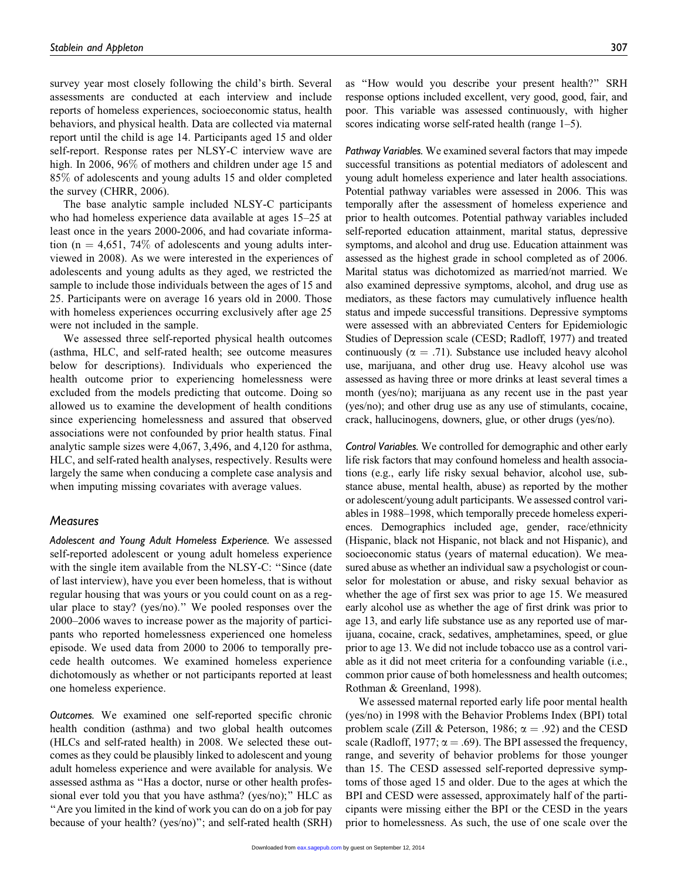survey year most closely following the child's birth. Several assessments are conducted at each interview and include reports of homeless experiences, socioeconomic status, health behaviors, and physical health. Data are collected via maternal report until the child is age 14. Participants aged 15 and older self-report. Response rates per NLSY-C interview wave are high. In 2006, 96% of mothers and children under age 15 and 85% of adolescents and young adults 15 and older completed the survey (CHRR, 2006).

The base analytic sample included NLSY-C participants who had homeless experience data available at ages 15–25 at least once in the years 2000-2006, and had covariate information (n = 4,651, 74% of adolescents and young adults interviewed in 2008). As we were interested in the experiences of adolescents and young adults as they aged, we restricted the sample to include those individuals between the ages of 15 and 25. Participants were on average 16 years old in 2000. Those with homeless experiences occurring exclusively after age 25 were not included in the sample.

We assessed three self-reported physical health outcomes (asthma, HLC, and self-rated health; see outcome measures below for descriptions). Individuals who experienced the health outcome prior to experiencing homelessness were excluded from the models predicting that outcome. Doing so allowed us to examine the development of health conditions since experiencing homelessness and assured that observed associations were not confounded by prior health status. Final analytic sample sizes were 4,067, 3,496, and 4,120 for asthma, HLC, and self-rated health analyses, respectively. Results were largely the same when conducing a complete case analysis and when imputing missing covariates with average values.

## Measures

*Adolescent and Young Adult Homeless Experience.* We assessed self-reported adolescent or young adult homeless experience with the single item available from the NLSY-C: "Since (date of last interview), have you ever been homeless, that is without regular housing that was yours or you could count on as a regular place to stay? (yes/no)." We pooled responses over the 2000–2006 waves to increase power as the majority of participants who reported homelessness experienced one homeless episode. We used data from 2000 to 2006 to temporally precede health outcomes. We examined homeless experience dichotomously as whether or not participants reported at least one homeless experience.

*Outcomes.* We examined one self-reported specific chronic health condition (asthma) and two global health outcomes (HLCs and self-rated health) in 2008. We selected these outcomes as they could be plausibly linked to adolescent and young adult homeless experience and were available for analysis. We assessed asthma as "Has a doctor, nurse or other health professional ever told you that you have asthma? (yes/no);" HLC as "Are you limited in the kind of work you can do on a job for pay because of your health? (yes/no)"; and self-rated health (SRH) as "How would you describe your present health?" SRH response options included excellent, very good, good, fair, and poor. This variable was assessed continuously, with higher scores indicating worse self-rated health (range 1–5).

*Pathway Variables.* We examined several factors that may impede successful transitions as potential mediators of adolescent and young adult homeless experience and later health associations. Potential pathway variables were assessed in 2006. This was temporally after the assessment of homeless experience and prior to health outcomes. Potential pathway variables included self-reported education attainment, marital status, depressive symptoms, and alcohol and drug use. Education attainment was assessed as the highest grade in school completed as of 2006. Marital status was dichotomized as married/not married. We also examined depressive symptoms, alcohol, and drug use as mediators, as these factors may cumulatively influence health status and impede successful transitions. Depressive symptoms were assessed with an abbreviated Centers for Epidemiologic Studies of Depression scale (CESD; Radloff, 1977) and treated continuously ($\alpha = .71$). Substance use included heavy alcohol use, marijuana, and other drug use. Heavy alcohol use was assessed as having three or more drinks at least several times a month (yes/no); marijuana as any recent use in the past year (yes/no); and other drug use as any use of stimulants, cocaine, crack, hallucinogens, downers, glue, or other drugs (yes/no).

*Control Variables.* We controlled for demographic and other early life risk factors that may confound homeless and health associations (e.g., early life risky sexual behavior, alcohol use, substance abuse, mental health, abuse) as reported by the mother or adolescent/young adult participants. We assessed control variables in 1988–1998, which temporally precede homeless experiences. Demographics included age, gender, race/ethnicity (Hispanic, black not Hispanic, not black and not Hispanic), and socioeconomic status (years of maternal education). We measured abuse as whether an individual saw a psychologist or counselor for molestation or abuse, and risky sexual behavior as whether the age of first sex was prior to age 15. We measured early alcohol use as whether the age of first drink was prior to age 13, and early life substance use as any reported use of marijuana, cocaine, crack, sedatives, amphetamines, speed, or glue prior to age 13. We did not include tobacco use as a control variable as it did not meet criteria for a confounding variable (i.e., common prior cause of both homelessness and health outcomes; Rothman & Greenland, 1998).

We assessed maternal reported early life poor mental health (yes/no) in 1998 with the Behavior Problems Index (BPI) total problem scale (Zill & Peterson, 1986; $\alpha = .92$) and the CESD scale (Radloff, 1977; $\alpha = .69$). The BPI assessed the frequency, range, and severity of behavior problems for those younger than 15. The CESD assessed self-reported depressive symptoms of those aged 15 and older. Due to the ages at which the BPI and CESD were assessed, approximately half of the participants were missing either the BPI or the CESD in the years prior to homelessness. As such, the use of one scale over the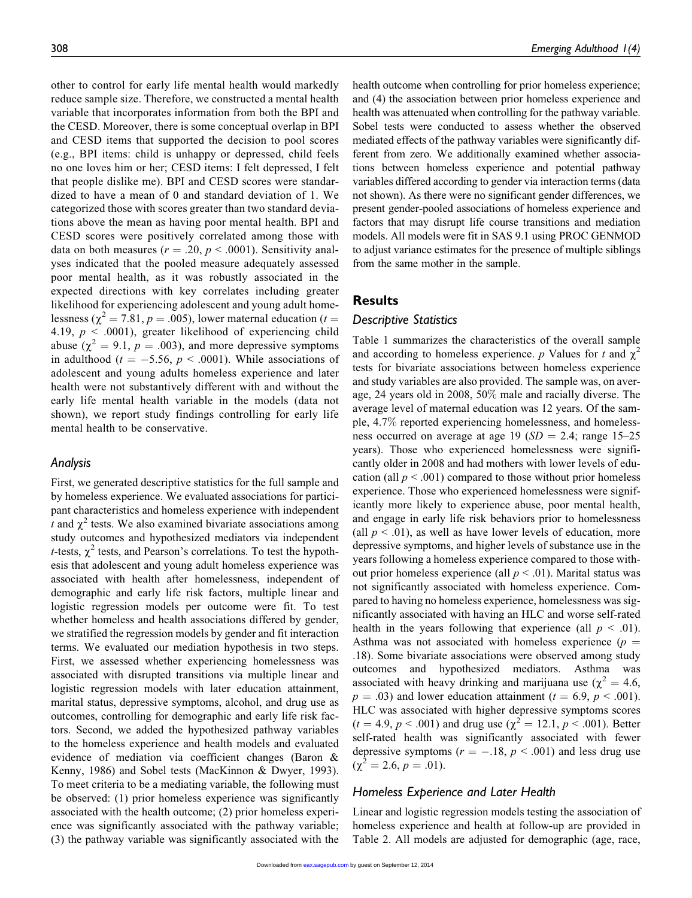other to control for early life mental health would markedly reduce sample size. Therefore, we constructed a mental health variable that incorporates information from both the BPI and the CESD. Moreover, there is some conceptual overlap in BPI and CESD items that supported the decision to pool scores (e.g., BPI items: child is unhappy or depressed, child feels no one loves him or her; CESD items: I felt depressed, I felt that people dislike me). BPI and CESD scores were standardized to have a mean of 0 and standard deviation of 1. We categorized those with scores greater than two standard deviations above the mean as having poor mental health. BPI and CESD scores were positively correlated among those with data on both measures ($r = .20$, $p < .0001$). Sensitivity analyses indicated that the pooled measure adequately assessed poor mental health, as it was robustly associated in the expected directions with key correlates including greater likelihood for experiencing adolescent and young adult homelessness ($\chi^2 = 7.81$, $p = .005$), lower maternal education ($t = 4.19$, $p < .0001$), greater likelihood of experiencing child abuse ($\chi^2 = 9.1$, $p = .003$), and more depressive symptoms in adulthood ($t = -5.56$, $p < .0001$). While associations of adolescent and young adults homeless experience and later health were not substantively different with and without the early life mental health variable in the models (data not shown), we report study findings controlling for early life mental health to be conservative.

### Analysis

First, we generated descriptive statistics for the full sample and by homeless experience. We evaluated associations for participant characteristics and homeless experience with independent $t$ and $\chi^2$ tests. We also examined bivariate associations among study outcomes and hypothesized mediators via independent $t$-tests, $\chi^2$ tests, and Pearson's correlations. To test the hypothesis that adolescent and young adult homeless experience was associated with health after homelessness, independent of demographic and early life risk factors, multiple linear and logistic regression models per outcome were fit. To test whether homeless and health associations differed by gender, we stratified the regression models by gender and fit interaction terms. We evaluated our mediation hypothesis in two steps. First, we assessed whether experiencing homelessness was associated with disrupted transitions via multiple linear and logistic regression models with later education attainment, marital status, depressive symptoms, alcohol, and drug use as outcomes, controlling for demographic and early life risk factors. Second, we added the hypothesized pathway variables to the homeless experience and health models and evaluated evidence of mediation via coefficient changes (Baron & Kenny, 1986) and Sobel tests (MacKinnon & Dwyer, 1993). To meet criteria to be a mediating variable, the following must be observed: (1) prior homeless experience was significantly associated with the health outcome; (2) prior homeless experience was significantly associated with the pathway variable; (3) the pathway variable was significantly associated with the health outcome when controlling for prior homeless experience; and (4) the association between prior homeless experience and health was attenuated when controlling for the pathway variable. Sobel tests were conducted to assess whether the observed mediated effects of the pathway variables were significantly different from zero. We additionally examined whether associations between homeless experience and potential pathway variables differed according to gender via interaction terms (data not shown). As there were no significant gender differences, we present gender-pooled associations of homeless experience and factors that may disrupt life course transitions and mediation models. All models were fit in SAS 9.1 using PROC GENMOD to adjust variance estimates for the presence of multiple siblings from the same mother in the sample.

## Results

### Descriptive Statistics

Table 1 summarizes the characteristics of the overall sample and according to homeless experience. $p$ Values for $t$ and $\chi^2$ tests for bivariate associations between homeless experience and study variables are also provided. The sample was, on average, 24 years old in 2008, 50% male and racially diverse. The average level of maternal education was 12 years. Of the sample, 4.7% reported experiencing homelessness, and homelessness occurred on average at age 19 ($SD = 2.4$; range 15–25 years). Those who experienced homelessness were significantly older in 2008 and had mothers with lower levels of education (all $p < .001$) compared to those without prior homeless experience. Those who experienced homelessness were significantly more likely to experience abuse, poor mental health, and engage in early life risk behaviors prior to homelessness (all $p < .01$), as well as have lower levels of education, more depressive symptoms, and higher levels of substance use in the years following a homeless experience compared to those without prior homeless experience (all $p < .01$). Marital status was not significantly associated with homeless experience. Compared to having no homeless experience, homelessness was significantly associated with having an HLC and worse self-rated health in the years following that experience (all $p < .01$). Asthma was not associated with homeless experience ($p = .18$). Some bivariate associations were observed among study outcomes and hypothesized mediators. Asthma was associated with heavy drinking and marijuana use ($\chi^2 = 4.6$, $p = .03$) and lower education attainment ($t = 6.9$, $p < .001$). HLC was associated with higher depressive symptoms scores ($t = 4.9$, $p < .001$) and drug use ($\chi^2 = 12.1$, $p < .001$). Better self-rated health was significantly associated with fewer depressive symptoms ($r = -.18$, $p < .001$) and less drug use ($\chi^2 = 2.6$, $p = .01$).

### Homeless Experience and Later Health

Linear and logistic regression models testing the association of homeless experience and health at follow-up are provided in Table 2. All models are adjusted for demographic (age, race,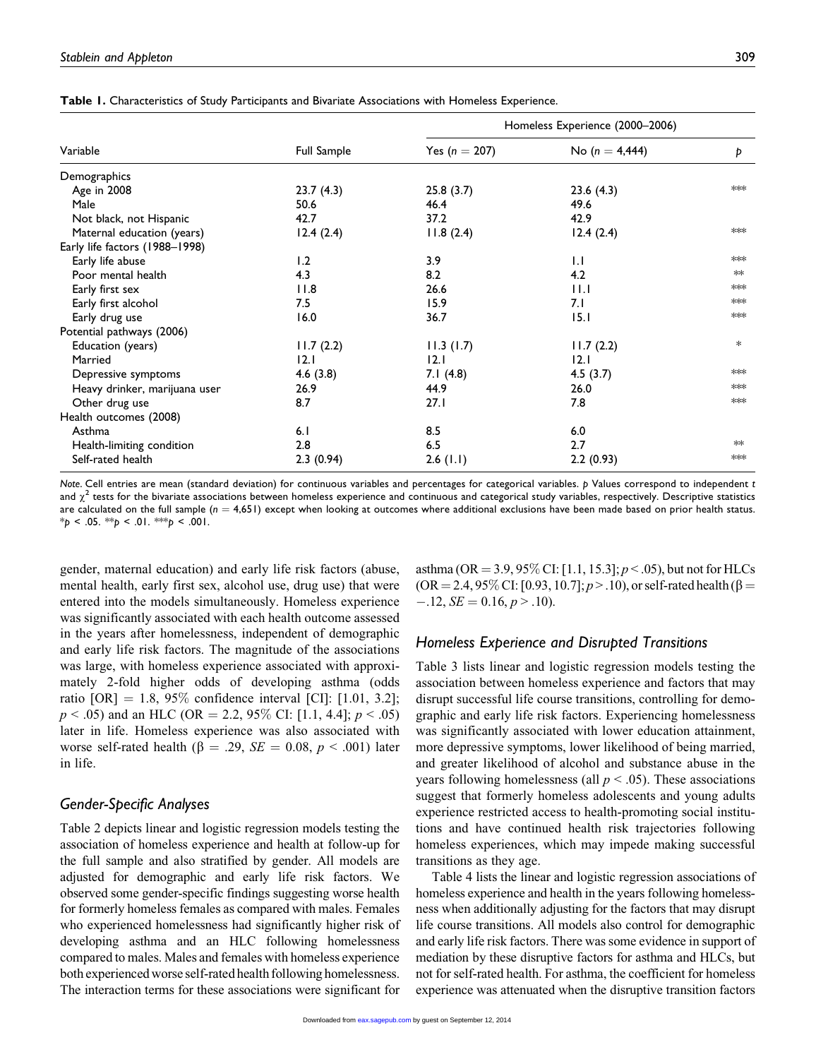**Table 1.** Characteristics of Study Participants and Bivariate Associations with Homeless Experience.

| Variable | Full Sample | Homeless Experience (2000–2006) | | |
|---|---|---|---|---|
| | | Yes ($n$ = 207) | No ($n$ = 4,444) | $p$ |
| Demographics | | | | |
| Age in 2008 | 23.7 (4.3) | 25.8 (3.7) | 23.6 (4.3) | *** |
| Male | 50.6 | 46.4 | 49.6 | |
| Not black, not Hispanic | 42.7 | 37.2 | 42.9 | |
| Maternal education (years) | 12.4 (2.4) | 11.8 (2.4) | 12.4 (2.4) | *** |
| Early life factors (1988–1998) | | | | |
| Early life abuse | 1.2 | 3.9 | 1.1 | *** |
| Poor mental health | 4.3 | 8.2 | 4.2 | ** |
| Early first sex | 11.8 | 26.6 | 11.1 | *** |
| Early first alcohol | 7.5 | 15.9 | 7.1 | *** |
| Early drug use | 16.0 | 36.7 | 15.1 | *** |
| Potential pathways (2006) | | | | |
| Education (years) | 11.7 (2.2) | 11.3 (1.7) | 11.7 (2.2) | * |
| Married | 12.1 | 12.1 | 12.1 | |
| Depressive symptoms | 4.6 (3.8) | 7.1 (4.8) | 4.5 (3.7) | *** |
| Heavy drinker, marijuana user | 26.9 | 44.9 | 26.0 | *** |
| Other drug use | 8.7 | 27.1 | 7.8 | *** |
| Health outcomes (2008) | | | | |
| Asthma | 6.1 | 8.5 | 6.0 | |
| Health-limiting condition | 2.8 | 6.5 | 2.7 | ** |
| Self-rated health | 2.3 (0.94) | 2.6 (1.1) | 2.2 (0.93) | *** |

*Note.* Cell entries are mean (standard deviation) for continuous variables and percentages for categorical variables. $p$ Values correspond to independent $t$ and $\chi^2$ tests for the bivariate associations between homeless experience and continuous and categorical study variables, respectively. Descriptive statistics are calculated on the full sample ($n$ = 4,651) except when looking at outcomes where additional exclusions have been made based on prior health status. *$p$ < .05. **$p$ < .01. ***$p$ < .001.

gender, maternal education) and early life risk factors (abuse, mental health, early first sex, alcohol use, drug use) that were entered into the models simultaneously. Homeless experience was significantly associated with each health outcome assessed in the years after homelessness, independent of demographic and early life risk factors. The magnitude of the associations was large, with homeless experience associated with approximately 2-fold higher odds of developing asthma (odds ratio [OR] = 1.8, 95% confidence interval [CI]: [1.01, 3.2]; $p < .05$) and an HLC (OR = 2.2, 95% CI: [1.1, 4.4]; $p < .05$) later in life. Homeless experience was also associated with worse self-rated health ($\beta$ = .29, $SE$ = 0.08, $p < .001$) later in life.

## Gender-Specific Analyses

Table 2 depicts linear and logistic regression models testing the association of homeless experience and health at follow-up for the full sample and also stratified by gender. All models are adjusted for demographic and early life risk factors. We observed some gender-specific findings suggesting worse health for formerly homeless females as compared with males. Females who experienced homelessness had significantly higher risk of developing asthma and an HLC following homelessness compared to males. Males and females with homeless experience both experienced worse self-rated health following homelessness. The interaction terms for these associations were significant for asthma (OR = 3.9, 95% CI: [1.1, 15.3]; $p < .05$), but not for HLCs (OR = 2.4, 95% CI: [0.93, 10.7]; $p > .10$), or self-rated health ($\beta$ = −.12, $SE$ = 0.16, $p > .10$).

## Homeless Experience and Disrupted Transitions

Table 3 lists linear and logistic regression models testing the association between homeless experience and factors that may disrupt successful life course transitions, controlling for demographic and early life risk factors. Experiencing homelessness was significantly associated with lower education attainment, more depressive symptoms, lower likelihood of being married, and greater likelihood of alcohol and substance abuse in the years following homelessness (all $p < .05$). These associations suggest that formerly homeless adolescents and young adults experience restricted access to health-promoting social institutions and have continued health risk trajectories following homeless experiences, which may impede making successful transitions as they age.

Table 4 lists the linear and logistic regression associations of homeless experience and health in the years following homelessness when additionally adjusting for the factors that may disrupt life course transitions. All models also control for demographic and early life risk factors. There was some evidence in support of mediation by these disruptive factors for asthma and HLCs, but not for self-rated health. For asthma, the coefficient for homeless experience was attenuated when the disruptive transition factors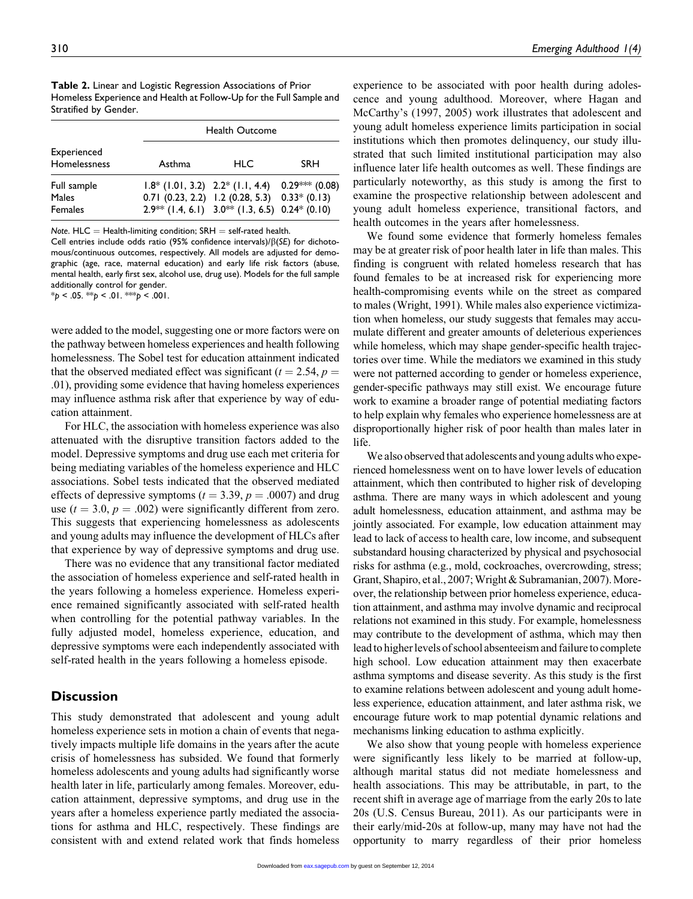**Table 2.** Linear and Logistic Regression Associations of Prior Homeless Experience and Health at Follow-Up for the Full Sample and Stratified by Gender.

| Experienced Homelessness | Health Outcome | | |
|---|---|---|---|
| | Asthma | HLC | SRH |
| Full sample | 1.8* (1.01, 3.2) | 2.2* (1.1, 4.4) | 0.29*** (0.08) |
| Males | 0.71 (0.23, 2.2) | 1.2 (0.28, 5.3) | 0.33* (0.13) |
| Females | 2.9** (1.4, 6.1) | 3.0** (1.3, 6.5) | 0.24* (0.10) |

*Note.* HLC = Health-limiting condition; SRH = self-rated health.
Cell entries include odds ratio (95% confidence intervals)/β(*SE*) for dichotomous/continuous outcomes, respectively. All models are adjusted for demographic (age, race, maternal education) and early life risk factors (abuse, mental health, early first sex, alcohol use, drug use). Models for the full sample additionally control for gender.
*$p < .05$. **$p < .01$. ***$p < .001$.

were added to the model, suggesting one or more factors were on the pathway between homeless experiences and health following homelessness. The Sobel test for education attainment indicated that the observed mediated effect was significant ($t = 2.54$, $p = .01$), providing some evidence that having homeless experiences may influence asthma risk after that experience by way of education attainment.

For HLC, the association with homeless experience was also attenuated with the disruptive transition factors added to the model. Depressive symptoms and drug use each met criteria for being mediating variables of the homeless experience and HLC associations. Sobel tests indicated that the observed mediated effects of depressive symptoms ($t = 3.39$, $p = .0007$) and drug use ($t = 3.0$, $p = .002$) were significantly different from zero. This suggests that experiencing homelessness as adolescents and young adults may influence the development of HLCs after that experience by way of depressive symptoms and drug use.

There was no evidence that any transitional factor mediated the association of homeless experience and self-rated health in the years following a homeless experience. Homeless experience remained significantly associated with self-rated health when controlling for the potential pathway variables. In the fully adjusted model, homeless experience, education, and depressive symptoms were each independently associated with self-rated health in the years following a homeless episode.

## Discussion

This study demonstrated that adolescent and young adult homeless experience sets in motion a chain of events that negatively impacts multiple life domains in the years after the acute crisis of homelessness has subsided. We found that formerly homeless adolescents and young adults had significantly worse health later in life, particularly among females. Moreover, education attainment, depressive symptoms, and drug use in the years after a homeless experience partly mediated the associations for asthma and HLC, respectively. These findings are consistent with and extend related work that finds homeless experience to be associated with poor health during adolescence and young adulthood. Moreover, where Hagan and McCarthy's (1997, 2005) work illustrates that adolescent and young adult homeless experience limits participation in social institutions which then promotes delinquency, our study illustrated that such limited institutional participation may also influence later life health outcomes as well. These findings are particularly noteworthy, as this study is among the first to examine the prospective relationship between adolescent and young adult homeless experience, transitional factors, and health outcomes in the years after homelessness.

We found some evidence that formerly homeless females may be at greater risk of poor health later in life than males. This finding is congruent with related homeless research that has found females to be at increased risk for experiencing more health-compromising events while on the street as compared to males (Wright, 1991). While males also experience victimization when homeless, our study suggests that females may accumulate different and greater amounts of deleterious experiences while homeless, which may shape gender-specific health trajectories over time. While the mediators we examined in this study were not patterned according to gender or homeless experience, gender-specific pathways may still exist. We encourage future work to examine a broader range of potential mediating factors to help explain why females who experience homelessness are at disproportionally higher risk of poor health than males later in life.

We also observed that adolescents and young adults who experienced homelessness went on to have lower levels of education attainment, which then contributed to higher risk of developing asthma. There are many ways in which adolescent and young adult homelessness, education attainment, and asthma may be jointly associated. For example, low education attainment may lead to lack of access to health care, low income, and subsequent substandard housing characterized by physical and psychosocial risks for asthma (e.g., mold, cockroaches, overcrowding, stress; Grant, Shapiro, et al., 2007; Wright & Subramanian, 2007). Moreover, the relationship between prior homeless experience, education attainment, and asthma may involve dynamic and reciprocal relations not examined in this study. For example, homelessness may contribute to the development of asthma, which may then lead to higher levels of school absenteeism and failure to complete high school. Low education attainment may then exacerbate asthma symptoms and disease severity. As this study is the first to examine relations between adolescent and young adult homeless experience, education attainment, and later asthma risk, we encourage future work to map potential dynamic relations and mechanisms linking education to asthma explicitly.

We also show that young people with homeless experience were significantly less likely to be married at follow-up, although marital status did not mediate homelessness and health associations. This may be attributable, in part, to the recent shift in average age of marriage from the early 20s to late 20s (U.S. Census Bureau, 2011). As our participants were in their early/mid-20s at follow-up, many may have not had the opportunity to marry regardless of their prior homeless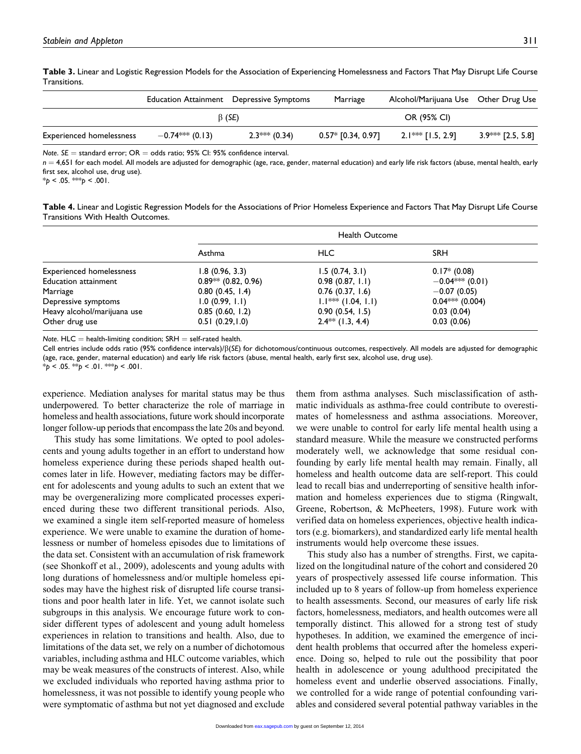**Table 3.** Linear and Logistic Regression Models for the Association of Experiencing Homelessness and Factors That May Disrupt Life Course Transitions.

| | Education Attainment | Depressive Symptoms | Marriage | Alcohol/Marijuana Use | Other Drug Use |
|---|---|---|---|---|---|
| | β (*SE*) | | OR (95% CI) | | |
| Experienced homelessness | −0.74*** (0.13) | 2.3*** (0.34) | 0.57* [0.34, 0.97] | 2.1*** [1.5, 2.9] | 3.9*** [2.5, 5.8] |

*Note. SE* = standard error; OR = odds ratio; 95% CI: 95% confidence interval.
*n* = 4,651 for each model. All models are adjusted for demographic (age, race, gender, maternal education) and early life risk factors (abuse, mental health, early first sex, alcohol use, drug use).
**p* < .05. ****p* < .001.

**Table 4.** Linear and Logistic Regression Models for the Associations of Prior Homeless Experience and Factors That May Disrupt Life Course Transitions With Health Outcomes.

| | Health Outcome | | |
|---|---|---|---|
| | Asthma | HLC | SRH |
| Experienced homelessness | 1.8 (0.96, 3.3) | 1.5 (0.74, 3.1) | 0.17* (0.08) |
| Education attainment | 0.89** (0.82, 0.96) | 0.98 (0.87, 1.1) | −0.04*** (0.01) |
| Marriage | 0.80 (0.45, 1.4) | 0.76 (0.37, 1.6) | −0.07 (0.05) |
| Depressive symptoms | 1.0 (0.99, 1.1) | 1.1*** (1.04, 1.1) | 0.04*** (0.004) |
| Heavy alcohol/marijuana use | 0.85 (0.60, 1.2) | 0.90 (0.54, 1.5) | 0.03 (0.04) |
| Other drug use | 0.51 (0.29,1.0) | 2.4** (1.3, 4.4) | 0.03 (0.06) |

*Note*. HLC = health-limiting condition; SRH = self-rated health.
Cell entries include odds ratio (95% confidence intervals)/β(*SE*) for dichotomous/continuous outcomes, respectively. All models are adjusted for demographic (age, race, gender, maternal education) and early life risk factors (abuse, mental health, early first sex, alcohol use, drug use).
**p* < .05. ***p* < .01. ****p* < .001.

experience. Mediation analyses for marital status may be thus underpowered. To better characterize the role of marriage in homeless and health associations, future work should incorporate longer follow-up periods that encompass the late 20s and beyond.

This study has some limitations. We opted to pool adolescents and young adults together in an effort to understand how homeless experience during these periods shaped health outcomes later in life. However, mediating factors may be different for adolescents and young adults to such an extent that we may be overgeneralizing more complicated processes experienced during these two different transitional periods. Also, we examined a single item self-reported measure of homeless experience. We were unable to examine the duration of homelessness or number of homeless episodes due to limitations of the data set. Consistent with an accumulation of risk framework (see Shonkoff et al., 2009), adolescents and young adults with long durations of homelessness and/or multiple homeless episodes may have the highest risk of disrupted life course transitions and poor health later in life. Yet, we cannot isolate such subgroups in this analysis. We encourage future work to consider different types of adolescent and young adult homeless experiences in relation to transitions and health. Also, due to limitations of the data set, we rely on a number of dichotomous variables, including asthma and HLC outcome variables, which may be weak measures of the constructs of interest. Also, while we excluded individuals who reported having asthma prior to homelessness, it was not possible to identify young people who were symptomatic of asthma but not yet diagnosed and exclude them from asthma analyses. Such misclassification of asthmatic individuals as asthma-free could contribute to overestimates of homelessness and asthma associations. Moreover, we were unable to control for early life mental health using a standard measure. While the measure we constructed performs moderately well, we acknowledge that some residual confounding by early life mental health may remain. Finally, all homeless and health outcome data are self-report. This could lead to recall bias and underreporting of sensitive health information and homeless experiences due to stigma (Ringwalt, Greene, Robertson, & McPheeters, 1998). Future work with verified data on homeless experiences, objective health indicators (e.g. biomarkers), and standardized early life mental health instruments would help overcome these issues.

This study also has a number of strengths. First, we capitalized on the longitudinal nature of the cohort and considered 20 years of prospectively assessed life course information. This included up to 8 years of follow-up from homeless experience to health assessments. Second, our measures of early life risk factors, homelessness, mediators, and health outcomes were all temporally distinct. This allowed for a strong test of study hypotheses. In addition, we examined the emergence of incident health problems that occurred after the homeless experience. Doing so, helped to rule out the possibility that poor health in adolescence or young adulthood precipitated the homeless event and underlie observed associations. Finally, we controlled for a wide range of potential confounding variables and considered several potential pathway variables in the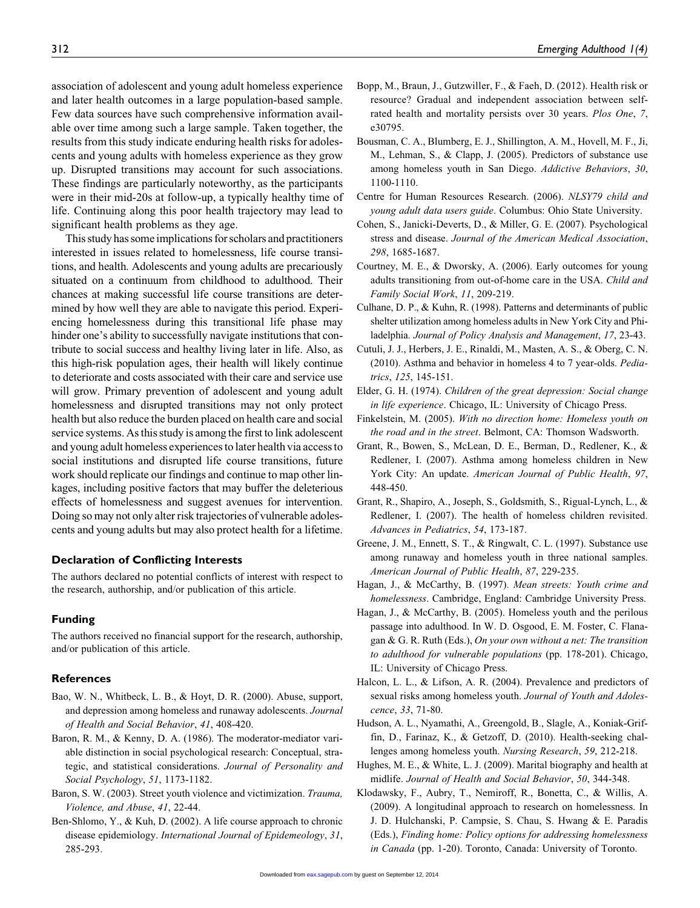association of adolescent and young adult homeless experience and later health outcomes in a large population-based sample. Few data sources have such comprehensive information available over time among such a large sample. Taken together, the results from this study indicate enduring health risks for adolescents and young adults with homeless experience as they grow up. Disrupted transitions may account for such associations. These findings are particularly noteworthy, as the participants were in their mid-20s at follow-up, a typically healthy time of life. Continuing along this poor health trajectory may lead to significant health problems as they age.

This study has some implications for scholars and practitioners interested in issues related to homelessness, life course transitions, and health. Adolescents and young adults are precariously situated on a continuum from childhood to adulthood. Their chances at making successful life course transitions are determined by how well they are able to navigate this period. Experiencing homelessness during this transitional life phase may hinder one's ability to successfully navigate institutions that contribute to social success and healthy living later in life. Also, as this high-risk population ages, their health will likely continue to deteriorate and costs associated with their care and service use will grow. Primary prevention of adolescent and young adult homelessness and disrupted transitions may not only protect health but also reduce the burden placed on health care and social service systems. As this study is among the first to link adolescent and young adult homeless experiences to later health via access to social institutions and disrupted life course transitions, future work should replicate our findings and continue to map other linkages, including positive factors that may buffer the deleterious effects of homelessness and suggest avenues for intervention. Doing so may not only alter risk trajectories of vulnerable adolescents and young adults but may also protect health for a lifetime.

### Declaration of Conflicting Interests

The authors declared no potential conflicts of interest with respect to the research, authorship, and/or publication of this article.

### Funding

The authors received no financial support for the research, authorship, and/or publication of this article.

### References

Bao, W. N., Whitbeck, L. B., & Hoyt, D. R. (2000). Abuse, support, and depression among homeless and runaway adolescents. *Journal of Health and Social Behavior*, *41*, 408-420.

Baron, R. M., & Kenny, D. A. (1986). The moderator-mediator variable distinction in social psychological research: Conceptual, strategic, and statistical considerations. *Journal of Personality and Social Psychology*, *51*, 1173-1182.

Baron, S. W. (2003). Street youth violence and victimization. *Trauma, Violence, and Abuse*, *41*, 22-44.

Ben-Shlomo, Y., & Kuh, D. (2002). A life course approach to chronic disease epidemiology. *International Journal of Epidemeology*, *31*, 285-293.

Bopp, M., Braun, J., Gutzwiller, F., & Faeh, D. (2012). Health risk or resource? Gradual and independent association between self-rated health and mortality persists over 30 years. *Plos One*, *7*, e30795.

Bousman, C. A., Blumberg, E. J., Shillington, A. M., Hovell, M. F., Ji, M., Lehman, S., & Clapp, J. (2005). Predictors of substance use among homeless youth in San Diego. *Addictive Behaviors*, *30*, 1100-1110.

Centre for Human Resources Research. (2006). *NLSY79 child and young adult data users guide*. Columbus: Ohio State University.

Cohen, S., Janicki-Deverts, D., & Miller, G. E. (2007). Psychological stress and disease. *Journal of the American Medical Association*, *298*, 1685-1687.

Courtney, M. E., & Dworsky, A. (2006). Early outcomes for young adults transitioning from out-of-home care in the USA. *Child and Family Social Work*, *11*, 209-219.

Culhane, D. P., & Kuhn, R. (1998). Patterns and determinants of public shelter utilization among homeless adults in New York City and Philadelphia. *Journal of Policy Analysis and Management*, *17*, 23-43.

Cutuli, J. J., Herbers, J. E., Rinaldi, M., Masten, A. S., & Oberg, C. N. (2010). Asthma and behavior in homeless 4 to 7 year-olds. *Pediatrics*, *125*, 145-151.

Elder, G. H. (1974). *Children of the great depression: Social change in life experience*. Chicago, IL: University of Chicago Press.

Finkelstein, M. (2005). *With no direction home: Homeless youth on the road and in the street*. Belmont, CA: Thomson Wadsworth.

Grant, R., Bowen, S., McLean, D. E., Berman, D., Redlener, K., & Redlener, I. (2007). Asthma among homeless children in New York City: An update. *American Journal of Public Health*, *97*, 448-450.

Grant, R., Shapiro, A., Joseph, S., Goldsmith, S., Rigual-Lynch, L., & Redlener, I. (2007). The health of homeless children revisited. *Advances in Pediatrics*, *54*, 173-187.

Greene, J. M., Ennett, S. T., & Ringwalt, C. L. (1997). Substance use among runaway and homeless youth in three national samples. *American Journal of Public Health*, *87*, 229-235.

Hagan, J., & McCarthy, B. (1997). *Mean streets: Youth crime and homelessness*. Cambridge, England: Cambridge University Press.

Hagan, J., & McCarthy, B. (2005). Homeless youth and the perilous passage into adulthood. In W. D. Osgood, E. M. Foster, C. Flanagan & G. R. Ruth (Eds.), *On your own without a net: The transition to adulthood for vulnerable populations* (pp. 178-201). Chicago, IL: University of Chicago Press.

Halcon, L. L., & Lifson, A. R. (2004). Prevalence and predictors of sexual risks among homeless youth. *Journal of Youth and Adolescence*, *33*, 71-80.

Hudson, A. L., Nyamathi, A., Greengold, B., Slagle, A., Koniak-Griffin, D., Farinaz, K., & Getzoff, D. (2010). Health-seeking challenges among homeless youth. *Nursing Research*, *59*, 212-218.

Hughes, M. E., & White, L. J. (2009). Marital biography and health at midlife. *Journal of Health and Social Behavior*, *50*, 344-348.

Klodawsky, F., Aubry, T., Nemiroff, R., Bonetta, C., & Willis, A. (2009). A longitudinal approach to research on homelessness. In J. D. Hulchanski, P. Campsie, S. Chau, S. Hwang & E. Paradis (Eds.), *Finding home: Policy options for addressing homelessness in Canada* (pp. 1-20). Toronto, Canada: University of Toronto.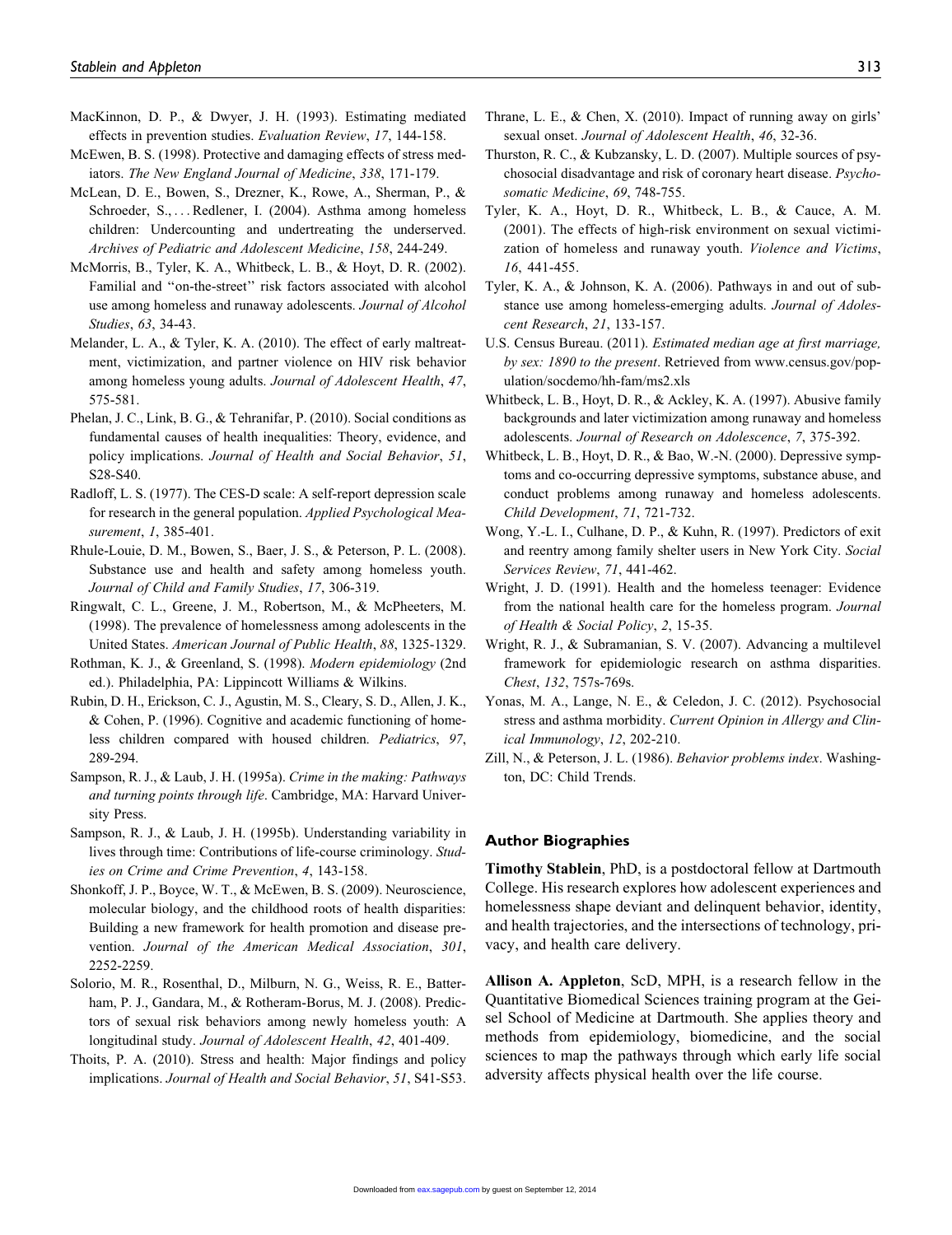MacKinnon, D. P., & Dwyer, J. H. (1993). Estimating mediated effects in prevention studies. *Evaluation Review*, *17*, 144-158.

McEwen, B. S. (1998). Protective and damaging effects of stress mediators. *The New England Journal of Medicine*, *338*, 171-179.

McLean, D. E., Bowen, S., Drezner, K., Rowe, A., Sherman, P., & Schroeder, S., . . . Redlener, I. (2004). Asthma among homeless children: Undercounting and undertreating the underserved. *Archives of Pediatric and Adolescent Medicine*, *158*, 244-249.

McMorris, B., Tyler, K. A., Whitbeck, L. B., & Hoyt, D. R. (2002). Familial and ''on-the-street'' risk factors associated with alcohol use among homeless and runaway adolescents. *Journal of Alcohol Studies*, *63*, 34-43.

Melander, L. A., & Tyler, K. A. (2010). The effect of early maltreatment, victimization, and partner violence on HIV risk behavior among homeless young adults. *Journal of Adolescent Health*, *47*, 575-581.

Phelan, J. C., Link, B. G., & Tehranifar, P. (2010). Social conditions as fundamental causes of health inequalities: Theory, evidence, and policy implications. *Journal of Health and Social Behavior*, *51*, S28-S40.

Radloff, L. S. (1977). The CES-D scale: A self-report depression scale for research in the general population. *Applied Psychological Measurement*, *1*, 385-401.

Rhule-Louie, D. M., Bowen, S., Baer, J. S., & Peterson, P. L. (2008). Substance use and health and safety among homeless youth. *Journal of Child and Family Studies*, *17*, 306-319.

Ringwalt, C. L., Greene, J. M., Robertson, M., & McPheeters, M. (1998). The prevalence of homelessness among adolescents in the United States. *American Journal of Public Health*, *88*, 1325-1329.

Rothman, K. J., & Greenland, S. (1998). *Modern epidemiology* (2nd ed.). Philadelphia, PA: Lippincott Williams & Wilkins.

Rubin, D. H., Erickson, C. J., Agustin, M. S., Cleary, S. D., Allen, J. K., & Cohen, P. (1996). Cognitive and academic functioning of homeless children compared with housed children. *Pediatrics*, *97*, 289-294.

Sampson, R. J., & Laub, J. H. (1995a). *Crime in the making: Pathways and turning points through life*. Cambridge, MA: Harvard University Press.

Sampson, R. J., & Laub, J. H. (1995b). Understanding variability in lives through time: Contributions of life-course criminology. *Studies on Crime and Crime Prevention*, *4*, 143-158.

Shonkoff, J. P., Boyce, W. T., & McEwen, B. S. (2009). Neuroscience, molecular biology, and the childhood roots of health disparities: Building a new framework for health promotion and disease prevention. *Journal of the American Medical Association*, *301*, 2252-2259.

Solorio, M. R., Rosenthal, D., Milburn, N. G., Weiss, R. E., Batterham, P. J., Gandara, M., & Rotheram-Borus, M. J. (2008). Predictors of sexual risk behaviors among newly homeless youth: A longitudinal study. *Journal of Adolescent Health*, *42*, 401-409.

Thoits, P. A. (2010). Stress and health: Major findings and policy implications. *Journal of Health and Social Behavior*, *51*, S41-S53.

Thrane, L. E., & Chen, X. (2010). Impact of running away on girls' sexual onset. *Journal of Adolescent Health*, *46*, 32-36.

Thurston, R. C., & Kubzansky, L. D. (2007). Multiple sources of psychosocial disadvantage and risk of coronary heart disease. *Psychosomatic Medicine*, *69*, 748-755.

Tyler, K. A., Hoyt, D. R., Whitbeck, L. B., & Cauce, A. M. (2001). The effects of high-risk environment on sexual victimization of homeless and runaway youth. *Violence and Victims*, *16*, 441-455.

Tyler, K. A., & Johnson, K. A. (2006). Pathways in and out of substance use among homeless-emerging adults. *Journal of Adolescent Research*, *21*, 133-157.

U.S. Census Bureau. (2011). *Estimated median age at first marriage, by sex: 1890 to the present*. Retrieved from www.census.gov/population/socdemo/hh-fam/ms2.xls

Whitbeck, L. B., Hoyt, D. R., & Ackley, K. A. (1997). Abusive family backgrounds and later victimization among runaway and homeless adolescents. *Journal of Research on Adolescence*, *7*, 375-392.

Whitbeck, L. B., Hoyt, D. R., & Bao, W.-N. (2000). Depressive symptoms and co-occurring depressive symptoms, substance abuse, and conduct problems among runaway and homeless adolescents. *Child Development*, *71*, 721-732.

Wong, Y.-L. I., Culhane, D. P., & Kuhn, R. (1997). Predictors of exit and reentry among family shelter users in New York City. *Social Services Review*, *71*, 441-462.

Wright, J. D. (1991). Health and the homeless teenager: Evidence from the national health care for the homeless program. *Journal of Health & Social Policy*, *2*, 15-35.

Wright, R. J., & Subramanian, S. V. (2007). Advancing a multilevel framework for epidemiologic research on asthma disparities. *Chest*, *132*, 757s-769s.

Yonas, M. A., Lange, N. E., & Celedon, J. C. (2012). Psychosocial stress and asthma morbidity. *Current Opinion in Allergy and Clinical Immunology*, *12*, 202-210.

Zill, N., & Peterson, J. L. (1986). *Behavior problems index*. Washington, DC: Child Trends.

## Author Biographies

**Timothy Stablein**, PhD, is a postdoctoral fellow at Dartmouth College. His research explores how adolescent experiences and homelessness shape deviant and delinquent behavior, identity, and health trajectories, and the intersections of technology, privacy, and health care delivery.

**Allison A. Appleton**, ScD, MPH, is a research fellow in the Quantitative Biomedical Sciences training program at the Geisel School of Medicine at Dartmouth. She applies theory and methods from epidemiology, biomedicine, and the social sciences to map the pathways through which early life social adversity affects physical health over the life course.